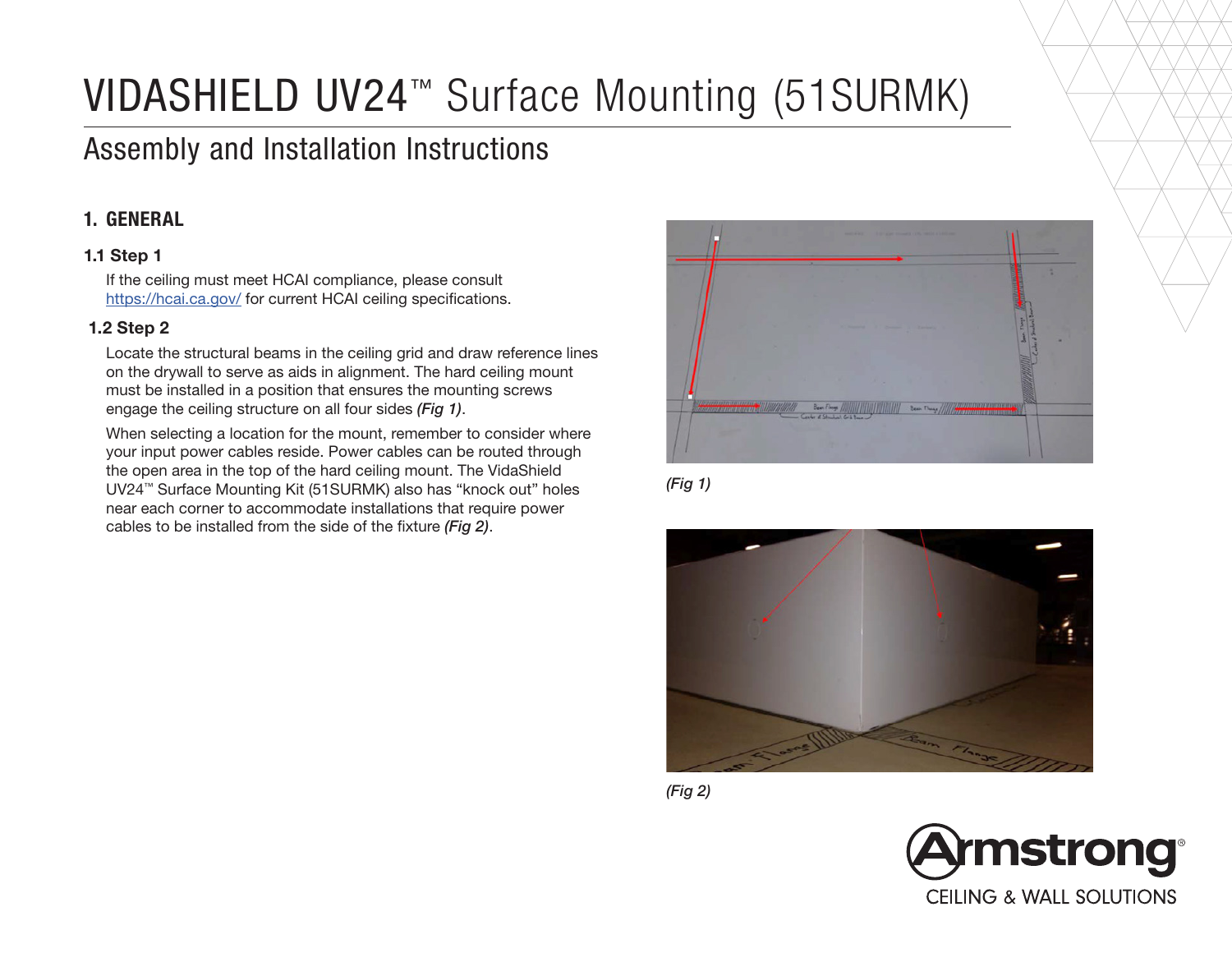# VIDASHIELD UV24™ Surface Mounting (51SURMK)

## Assembly and Installation Instructions

### 1. GENERAL

#### 1.1 Step 1

If the ceiling must meet HCAI compliance, please consult https://hcai.ca.gov/ for current HCAI ceiling specifications.

#### 1.2 Step 2

Locate the structural beams in the ceiling grid and draw reference lines on the drywall to serve as aids in alignment. The hard ceiling mount must be installed in a position that ensures the mounting screws engage the ceiling structure on all four sides ***(Fig 1)***.

When selecting a location for the mount, remember to consider where your input power cables reside. Power cables can be routed through the open area in the top of the hard ceiling mount. The VidaShield UV24™ Surface Mounting Kit (51SURMK) also has "knock out" holes near each corner to accommodate installations that require power cables to be installed from the side of the fixture ***(Fig 2)***.

*(Fig 1)*

*(Fig 2)*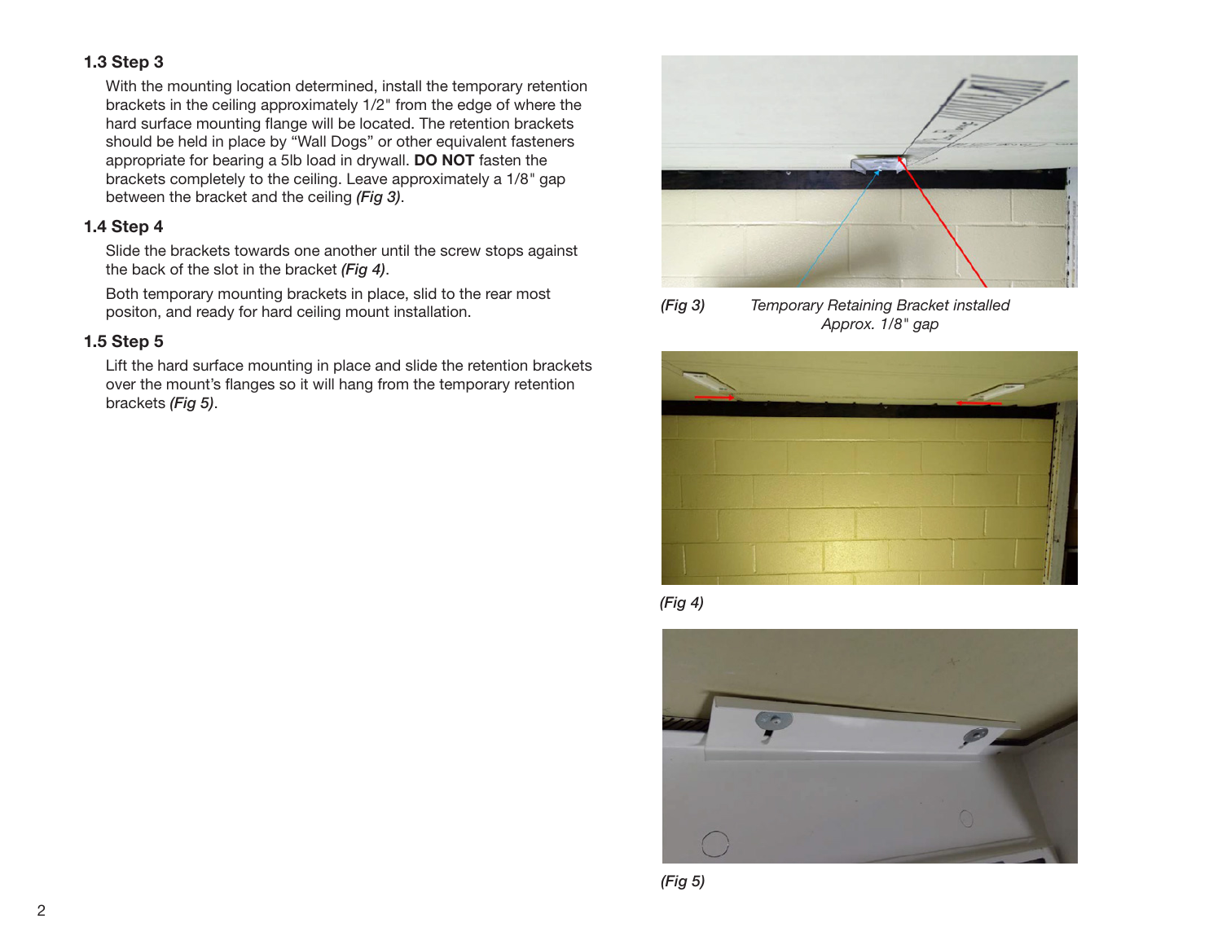### 1.3 Step 3

With the mounting location determined, install the temporary retention brackets in the ceiling approximately 1/2" from the edge of where the hard surface mounting flange will be located. The retention brackets should be held in place by “Wall Dogs” or other equivalent fasteners appropriate for bearing a 5lb load in drywall. **DO NOT** fasten the brackets completely to the ceiling. Leave approximately a 1/8" gap between the bracket and the ceiling *(Fig 3)*.

### 1.4 Step 4

Slide the brackets towards one another until the screw stops against the back of the slot in the bracket *(Fig 4)*.

Both temporary mounting brackets in place, slid to the rear most positon, and ready for hard ceiling mount installation.

### 1.5 Step 5

Lift the hard surface mounting in place and slide the retention brackets over the mount’s flanges so it will hang from the temporary retention brackets *(Fig 5)*.

*(Fig 3) Temporary Retaining Bracket installed Approx. 1/8" gap*

*(Fig 4)*

*(Fig 5)*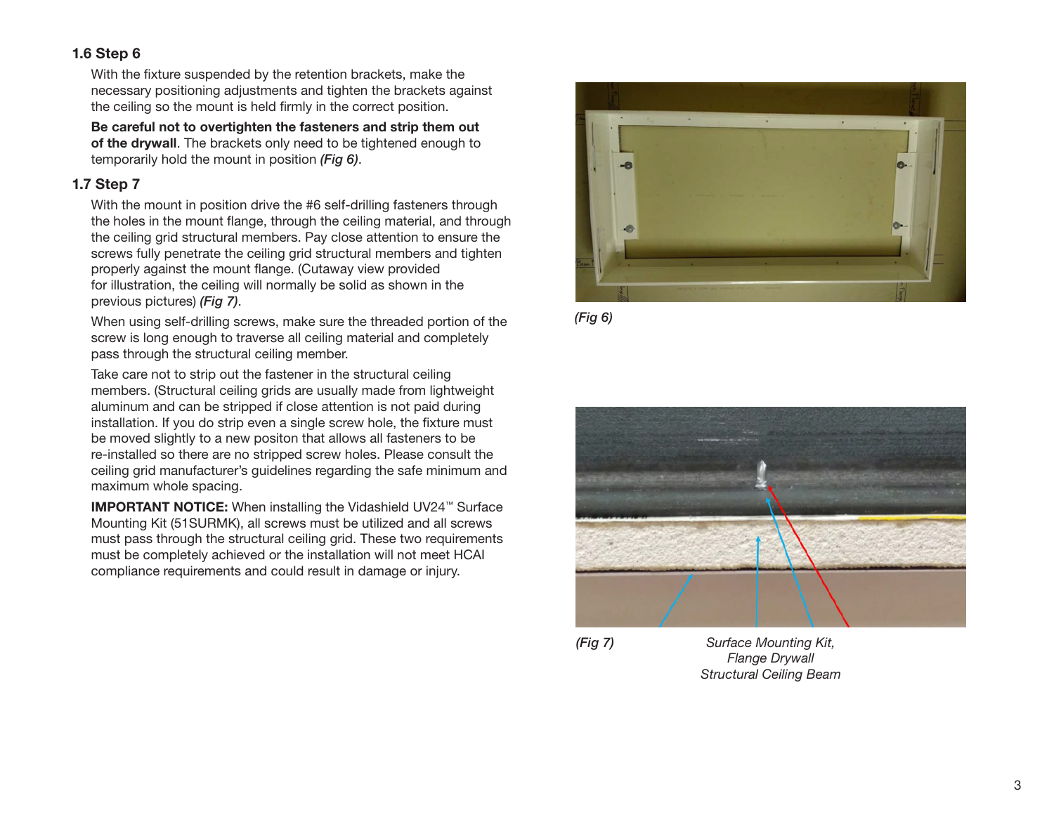### 1.6 Step 6

With the fixture suspended by the retention brackets, make the necessary positioning adjustments and tighten the brackets against the ceiling so the mount is held firmly in the correct position.

**Be careful not to overtighten the fasteners and strip them out of the drywall**. The brackets only need to be tightened enough to temporarily hold the mount in position ***(Fig 6)***.

### 1.7 Step 7

With the mount in position drive the #6 self-drilling fasteners through the holes in the mount flange, through the ceiling material, and through the ceiling grid structural members. Pay close attention to ensure the screws fully penetrate the ceiling grid structural members and tighten properly against the mount flange. (Cutaway view provided for illustration, the ceiling will normally be solid as shown in the previous pictures) ***(Fig 7)***.

When using self-drilling screws, make sure the threaded portion of the screw is long enough to traverse all ceiling material and completely pass through the structural ceiling member.

Take care not to strip out the fastener in the structural ceiling members. (Structural ceiling grids are usually made from lightweight aluminum and can be stripped if close attention is not paid during installation. If you do strip even a single screw hole, the fixture must be moved slightly to a new positon that allows all fasteners to be re-installed so there are no stripped screw holes. Please consult the ceiling grid manufacturer's guidelines regarding the safe minimum and maximum whole spacing.

**IMPORTANT NOTICE:** When installing the Vidashield UV24™ Surface Mounting Kit (51SURMK), all screws must be utilized and all screws must pass through the structural ceiling grid. These two requirements must be completely achieved or the installation will not meet HCAI compliance requirements and could result in damage or injury.

*(Fig 6)*

*(Fig 7)* *Surface Mounting Kit, Flange Drywall Structural Ceiling Beam*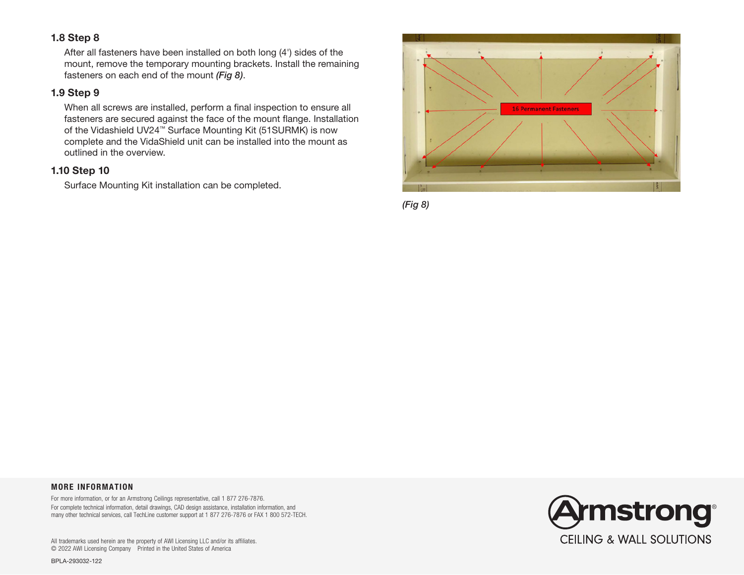### 1.8 Step 8

After all fasteners have been installed on both long (4') sides of the mount, remove the temporary mounting brackets. Install the remaining fasteners on each end of the mount ***(Fig 8)***.

### 1.9 Step 9

When all screws are installed, perform a final inspection to ensure all fasteners are secured against the face of the mount flange. Installation of the Vidashield UV24™ Surface Mounting Kit (51SURMK) is now complete and the VidaShield unit can be installed into the mount as outlined in the overview.

### 1.10 Step 10

Surface Mounting Kit installation can be completed.

16 Permanent Fasteners

*(Fig 8)*

**MORE INFORMATION**

For more information, or for an Armstrong Ceilings representative, call 1 877 276-7876.

For complete technical information, detail drawings, CAD design assistance, installation information, and many other technical services, call TechLine customer support at 1 877 276-7876 or FAX 1 800 572-TECH.

All trademarks used herein are the property of AWI Licensing LLC and/or its affiliates.
© 2022 AWI Licensing Company Printed in the United States of America

BPLA-293032-122

Armstrong® CEILING & WALL SOLUTIONS